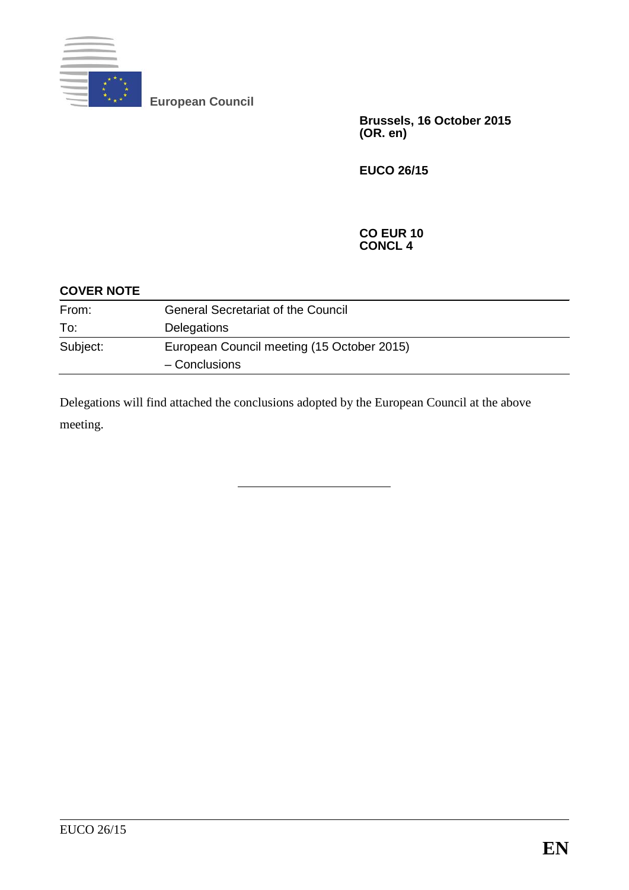**European Council**

**Brussels, 16 October 2015**
**(OR. en)**

**EUCO 26/15**

**CO EUR 10**
**CONCL 4**

**COVER NOTE**

| | |
|---|---|
| From: | General Secretariat of the Council |
| To: | Delegations |
| Subject: | European Council meeting (15 October 2015) – Conclusions |

Delegations will find attached the conclusions adopted by the European Council at the above meeting.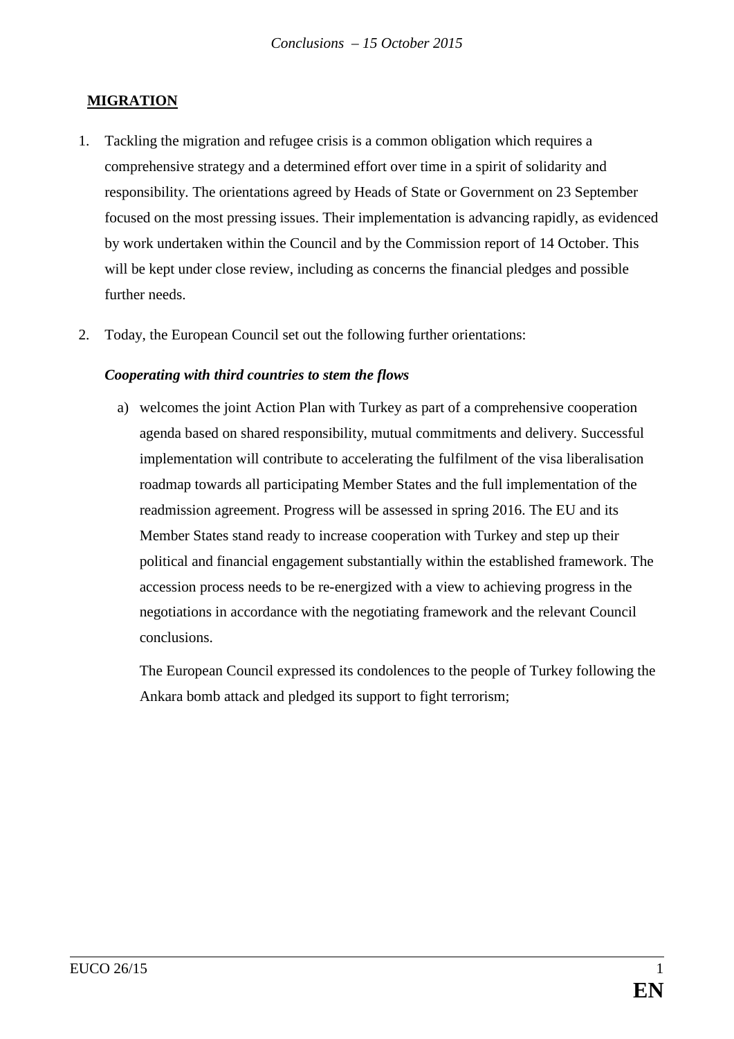## MIGRATION

1. Tackling the migration and refugee crisis is a common obligation which requires a comprehensive strategy and a determined effort over time in a spirit of solidarity and responsibility. The orientations agreed by Heads of State or Government on 23 September focused on the most pressing issues. Their implementation is advancing rapidly, as evidenced by work undertaken within the Council and by the Commission report of 14 October. This will be kept under close review, including as concerns the financial pledges and possible further needs.

2. Today, the European Council set out the following further orientations:

***Cooperating with third countries to stem the flows***

a) welcomes the joint Action Plan with Turkey as part of a comprehensive cooperation agenda based on shared responsibility, mutual commitments and delivery. Successful implementation will contribute to accelerating the fulfilment of the visa liberalisation roadmap towards all participating Member States and the full implementation of the readmission agreement. Progress will be assessed in spring 2016. The EU and its Member States stand ready to increase cooperation with Turkey and step up their political and financial engagement substantially within the established framework. The accession process needs to be re-energized with a view to achieving progress in the negotiations in accordance with the negotiating framework and the relevant Council conclusions.

   The European Council expressed its condolences to the people of Turkey following the Ankara bomb attack and pledged its support to fight terrorism;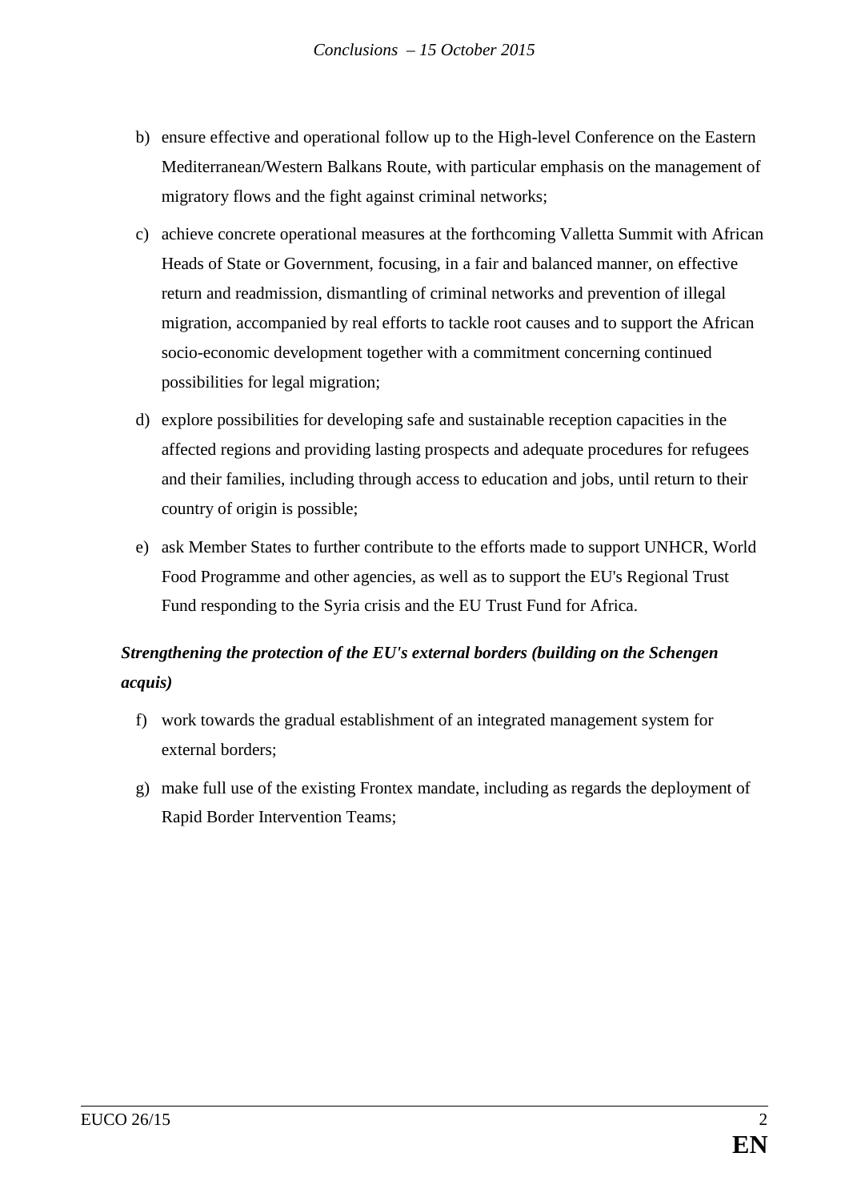b) ensure effective and operational follow up to the High-level Conference on the Eastern Mediterranean/Western Balkans Route, with particular emphasis on the management of migratory flows and the fight against criminal networks;

c) achieve concrete operational measures at the forthcoming Valletta Summit with African Heads of State or Government, focusing, in a fair and balanced manner, on effective return and readmission, dismantling of criminal networks and prevention of illegal migration, accompanied by real efforts to tackle root causes and to support the African socio-economic development together with a commitment concerning continued possibilities for legal migration;

d) explore possibilities for developing safe and sustainable reception capacities in the affected regions and providing lasting prospects and adequate procedures for refugees and their families, including through access to education and jobs, until return to their country of origin is possible;

e) ask Member States to further contribute to the efforts made to support UNHCR, World Food Programme and other agencies, as well as to support the EU's Regional Trust Fund responding to the Syria crisis and the EU Trust Fund for Africa.

***Strengthening the protection of the EU's external borders (building on the Schengen acquis)***

f) work towards the gradual establishment of an integrated management system for external borders;

g) make full use of the existing Frontex mandate, including as regards the deployment of Rapid Border Intervention Teams;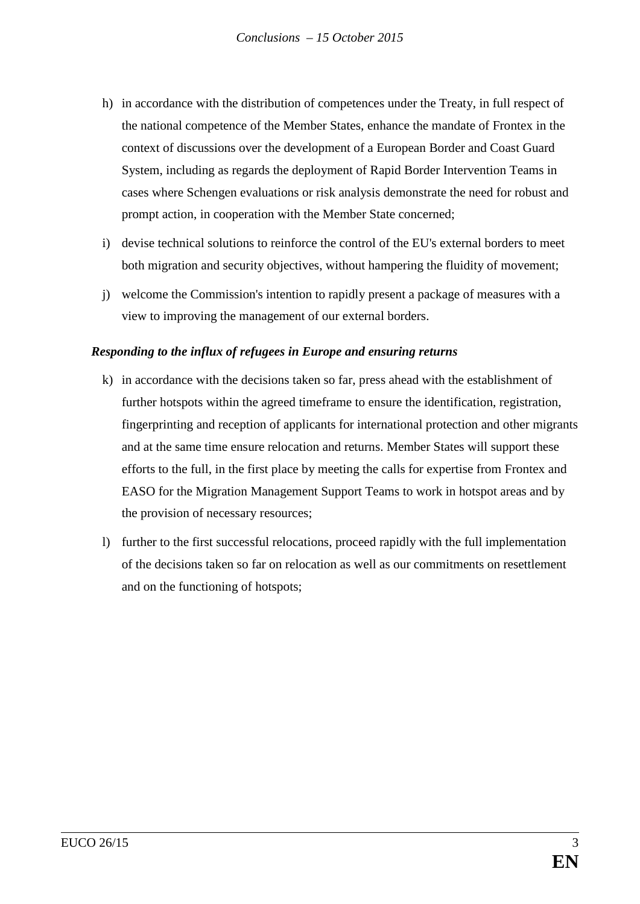h) in accordance with the distribution of competences under the Treaty, in full respect of the national competence of the Member States, enhance the mandate of Frontex in the context of discussions over the development of a European Border and Coast Guard System, including as regards the deployment of Rapid Border Intervention Teams in cases where Schengen evaluations or risk analysis demonstrate the need for robust and prompt action, in cooperation with the Member State concerned;

i) devise technical solutions to reinforce the control of the EU's external borders to meet both migration and security objectives, without hampering the fluidity of movement;

j) welcome the Commission's intention to rapidly present a package of measures with a view to improving the management of our external borders.

***Responding to the influx of refugees in Europe and ensuring returns***

k) in accordance with the decisions taken so far, press ahead with the establishment of further hotspots within the agreed timeframe to ensure the identification, registration, fingerprinting and reception of applicants for international protection and other migrants and at the same time ensure relocation and returns. Member States will support these efforts to the full, in the first place by meeting the calls for expertise from Frontex and EASO for the Migration Management Support Teams to work in hotspot areas and by the provision of necessary resources;

l) further to the first successful relocations, proceed rapidly with the full implementation of the decisions taken so far on relocation as well as our commitments on resettlement and on the functioning of hotspots;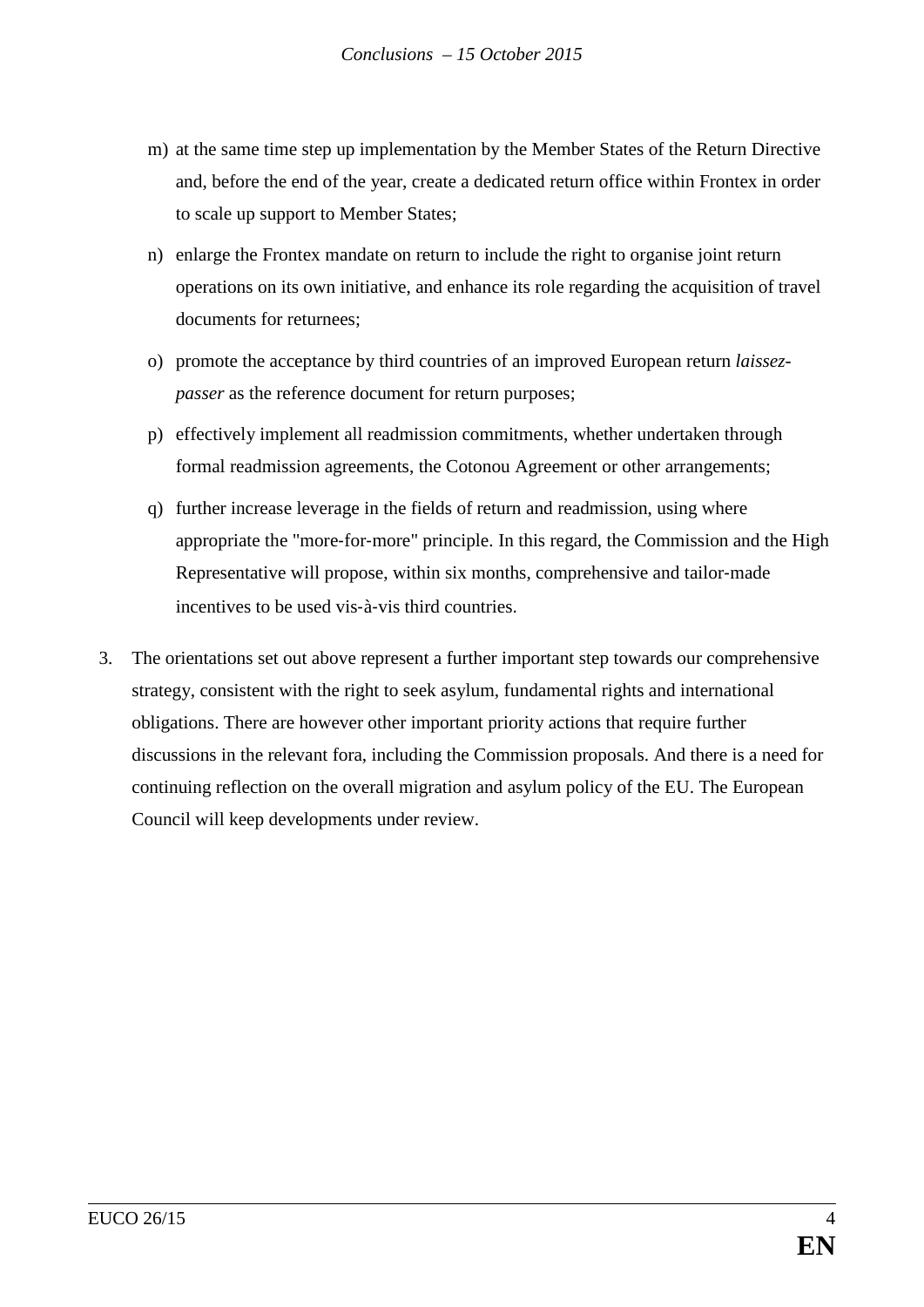m) at the same time step up implementation by the Member States of the Return Directive and, before the end of the year, create a dedicated return office within Frontex in order to scale up support to Member States;

n) enlarge the Frontex mandate on return to include the right to organise joint return operations on its own initiative, and enhance its role regarding the acquisition of travel documents for returnees;

o) promote the acceptance by third countries of an improved European return *laissez-passer* as the reference document for return purposes;

p) effectively implement all readmission commitments, whether undertaken through formal readmission agreements, the Cotonou Agreement or other arrangements;

q) further increase leverage in the fields of return and readmission, using where appropriate the "more-for-more" principle. In this regard, the Commission and the High Representative will propose, within six months, comprehensive and tailor-made incentives to be used vis-à-vis third countries.

3. The orientations set out above represent a further important step towards our comprehensive strategy, consistent with the right to seek asylum, fundamental rights and international obligations. There are however other important priority actions that require further discussions in the relevant fora, including the Commission proposals. And there is a need for continuing reflection on the overall migration and asylum policy of the EU. The European Council will keep developments under review.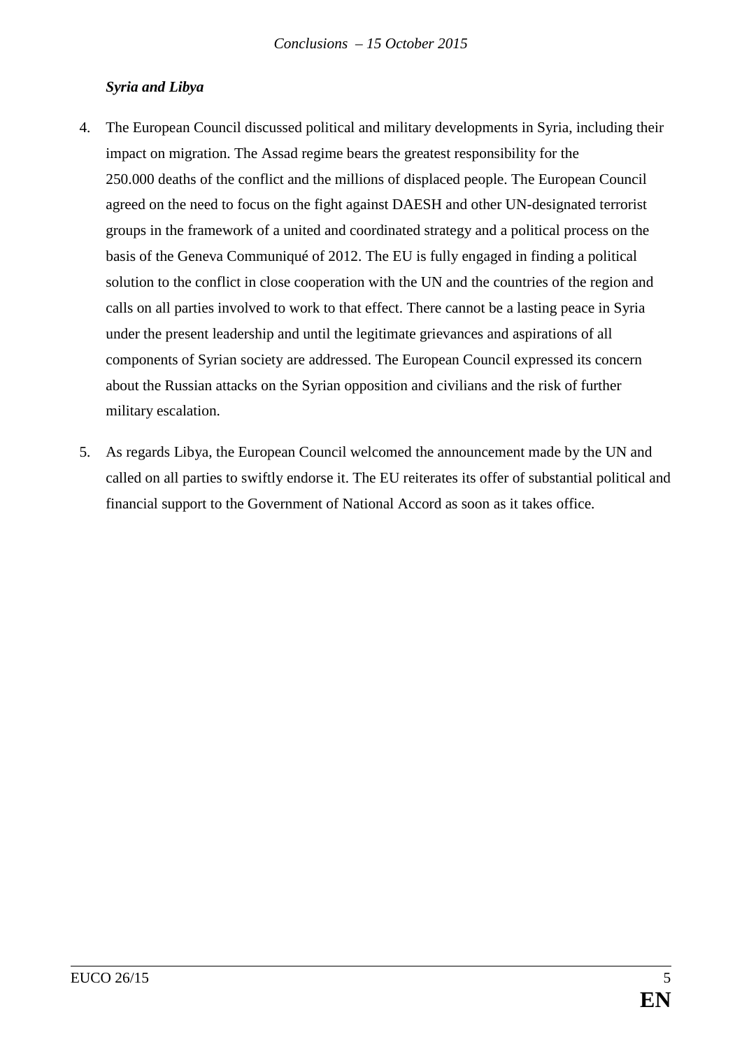***Syria and Libya***

4. The European Council discussed political and military developments in Syria, including their impact on migration. The Assad regime bears the greatest responsibility for the 250.000 deaths of the conflict and the millions of displaced people. The European Council agreed on the need to focus on the fight against DAESH and other UN-designated terrorist groups in the framework of a united and coordinated strategy and a political process on the basis of the Geneva Communiqué of 2012. The EU is fully engaged in finding a political solution to the conflict in close cooperation with the UN and the countries of the region and calls on all parties involved to work to that effect. There cannot be a lasting peace in Syria under the present leadership and until the legitimate grievances and aspirations of all components of Syrian society are addressed. The European Council expressed its concern about the Russian attacks on the Syrian opposition and civilians and the risk of further military escalation.

5. As regards Libya, the European Council welcomed the announcement made by the UN and called on all parties to swiftly endorse it. The EU reiterates its offer of substantial political and financial support to the Government of National Accord as soon as it takes office.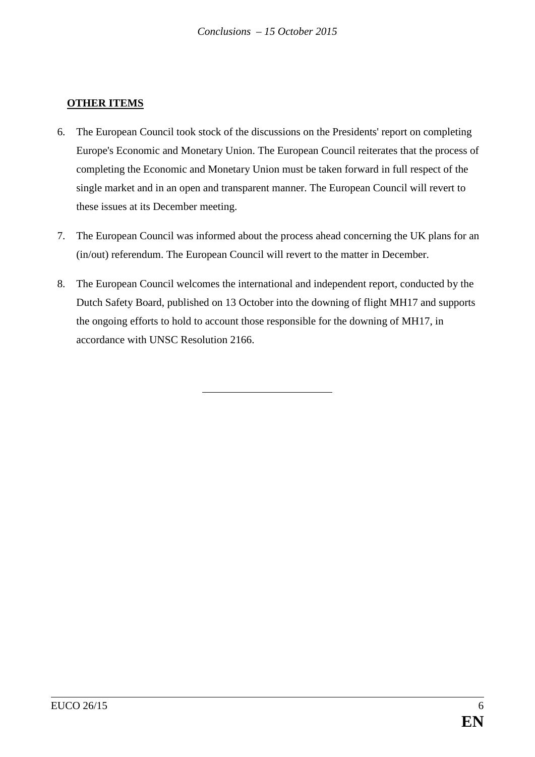## OTHER ITEMS

6. The European Council took stock of the discussions on the Presidents' report on completing Europe's Economic and Monetary Union. The European Council reiterates that the process of completing the Economic and Monetary Union must be taken forward in full respect of the single market and in an open and transparent manner. The European Council will revert to these issues at its December meeting.

7. The European Council was informed about the process ahead concerning the UK plans for an (in/out) referendum. The European Council will revert to the matter in December.

8. The European Council welcomes the international and independent report, conducted by the Dutch Safety Board, published on 13 October into the downing of flight MH17 and supports the ongoing efforts to hold to account those responsible for the downing of MH17, in accordance with UNSC Resolution 2166.